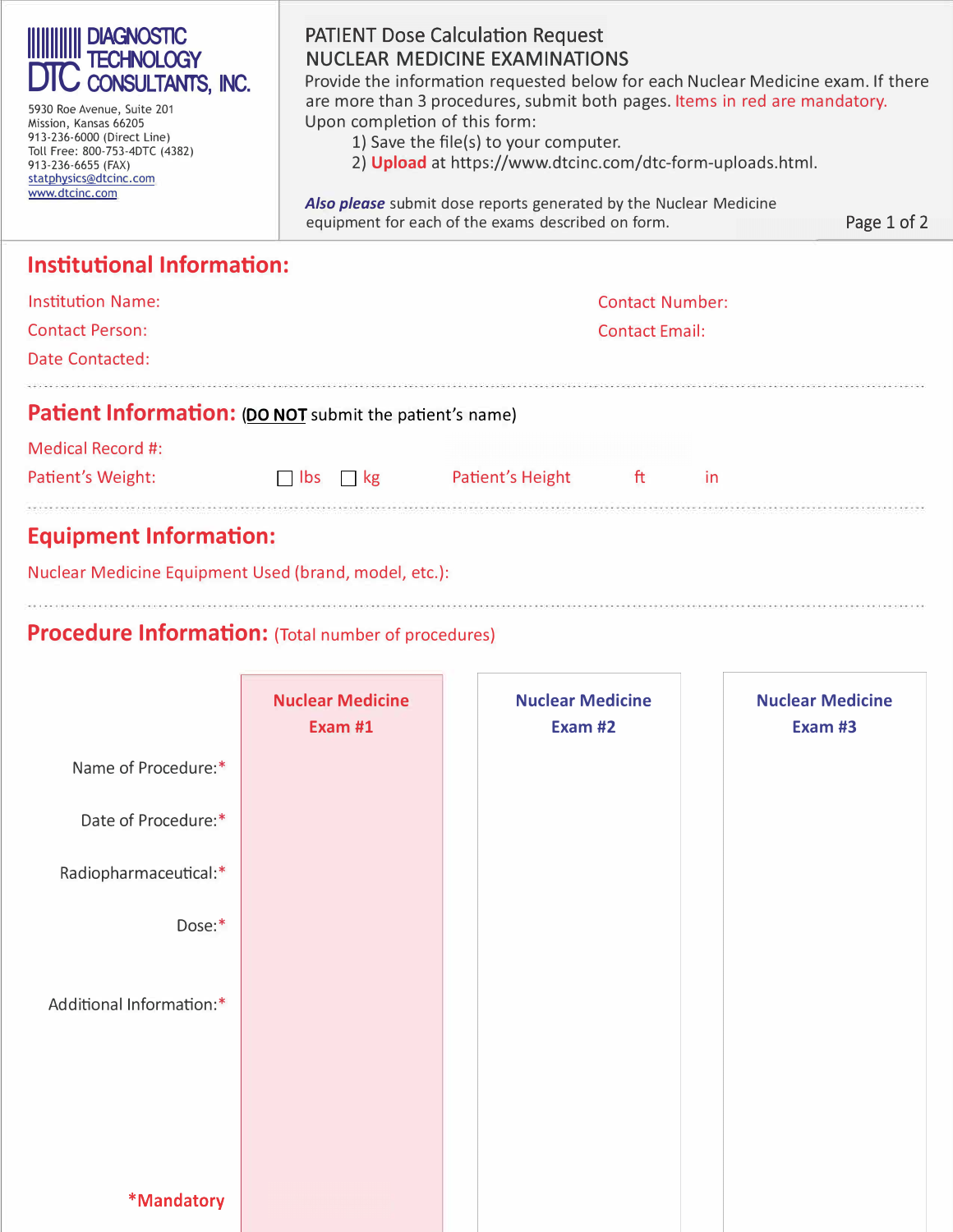**DIAGNOSTIC TECHNOLOGY CONSULTANTS, INC.** (DTC)

5930 Roe Avenue, Suite 201
Mission, Kansas 66205
913-236-6000 (Direct Line)
Toll Free: 800-753-4DTC (4382)
913-236-6655 (FAX)
statphysics@dtcinc.com
www.dtcinc.com

# PATIENT Dose Calculation Request
# NUCLEAR MEDICINE EXAMINATIONS

Provide the information requested below for each Nuclear Medicine exam. If there are more than 3 procedures, submit both pages. Items in red are mandatory.

Upon completion of this form:

1) Save the file(s) to your computer.
2) **Upload** at https://www.dtcinc.com/dtc-form-uploads.html.

***Also please*** submit dose reports generated by the Nuclear Medicine equipment for each of the exams described on form.

## Institutional Information:

Institution Name:

Contact Number:

Contact Person:

Contact Email:

Date Contacted:

## Patient Information: (**DO NOT** submit the patient's name)

Medical Record #:

Patient's Weight: ☐ lbs ☐ kg Patient's Height ft in

## Equipment Information:

Nuclear Medicine Equipment Used (brand, model, etc.):

## Procedure Information: (Total number of procedures)

| | Nuclear Medicine Exam #1 | Nuclear Medicine Exam #2 | Nuclear Medicine Exam #3 |
|---|---|---|---|
| Name of Procedure:* | | | |
| Date of Procedure:* | | | |
| Radiopharmaceutical:* | | | |
| Dose:* | | | |
| Additional Information:* | | | |

*Mandatory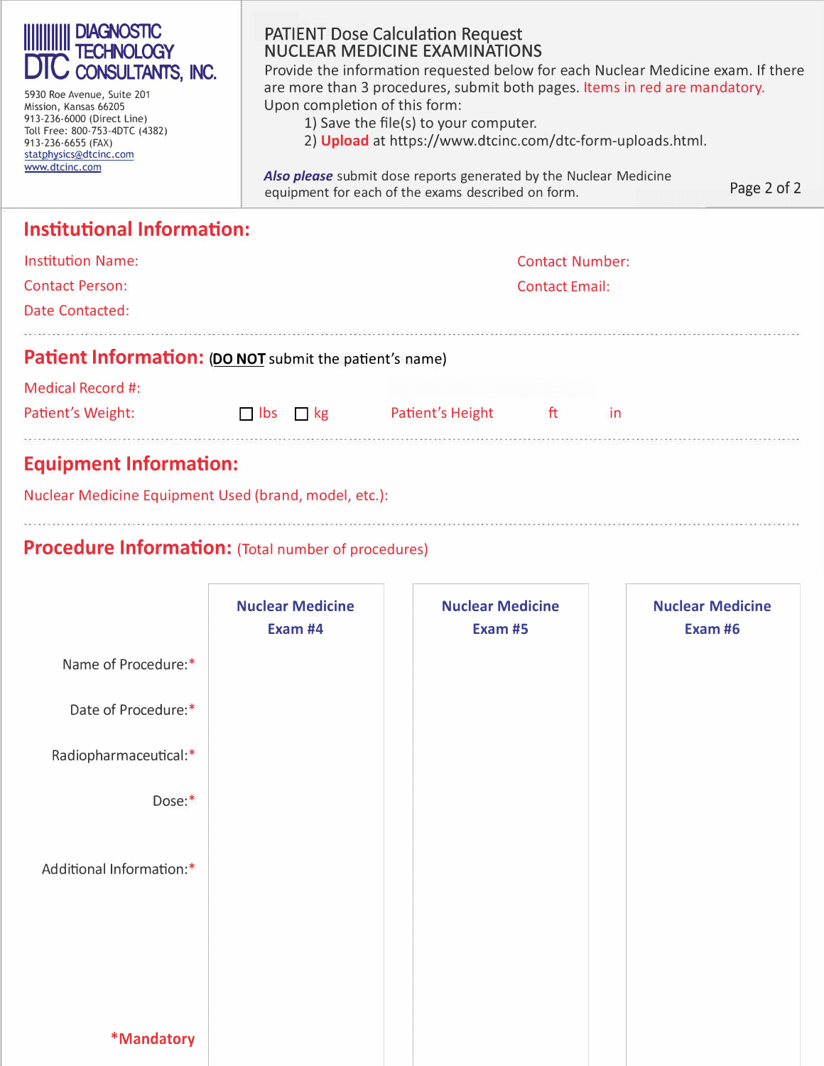DIAGNOSTIC TECHNOLOGY CONSULTANTS, INC.

5930 Roe Avenue, Suite 201
Mission, Kansas 66205
913-236-6000 (Direct Line)
Toll Free: 800-753-4DTC (4382)
913-236-6655 (FAX)
statphysics@dtcinc.com
www.dtcinc.com

# PATIENT Dose Calculation Request
# NUCLEAR MEDICINE EXAMINATIONS

Provide the information requested below for each Nuclear Medicine exam. If there are more than 3 procedures, submit both pages. Items in red are mandatory.

Upon completion of this form:

1) Save the file(s) to your computer.
2) **Upload** at https://www.dtcinc.com/dtc-form-uploads.html.

***Also please*** submit dose reports generated by the Nuclear Medicine equipment for each of the exams described on form.

## Institutional Information:

Institution Name:

Contact Number:

Contact Person:

Contact Email:

Date Contacted:

## Patient Information: (**DO NOT** submit the patient's name)

Medical Record #:

Patient's Weight: ☐ lbs ☐ kg

Patient's Height ft in

## Equipment Information:

Nuclear Medicine Equipment Used (brand, model, etc.):

## Procedure Information: (Total number of procedures)

| | Nuclear Medicine Exam #4 | Nuclear Medicine Exam #5 | Nuclear Medicine Exam #6 |
|---|---|---|---|
| Name of Procedure:* | | | |
| Date of Procedure:* | | | |
| Radiopharmaceutical:* | | | |
| Dose:* | | | |
| Additional Information:* | | | |

***Mandatory**